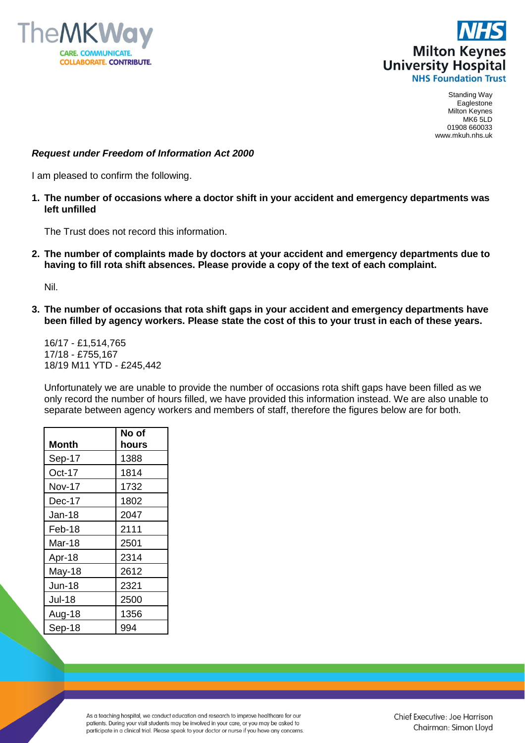Standing Way
Eaglestone
Milton Keynes
MK6 5LD
01908 660033
www.mkuh.nhs.uk

***Request under Freedom of Information Act 2000***

I am pleased to confirm the following.

1. **The number of occasions where a doctor shift in your accident and emergency departments was left unfilled**

   The Trust does not record this information.

2. **The number of complaints made by doctors at your accident and emergency departments due to having to fill rota shift absences. Please provide a copy of the text of each complaint.**

   Nil.

3. **The number of occasions that rota shift gaps in your accident and emergency departments have been filled by agency workers. Please state the cost of this to your trust in each of these years.**

   16/17 - £1,514,765
   17/18 - £755,167
   18/19 M11 YTD - £245,442

   Unfortunately we are unable to provide the number of occasions rota shift gaps have been filled as we only record the number of hours filled, we have provided this information instead. We are also unable to separate between agency workers and members of staff, therefore the figures below are for both.

| Month | No of hours |
|---|---|
| Sep-17 | 1388 |
| Oct-17 | 1814 |
| Nov-17 | 1732 |
| Dec-17 | 1802 |
| Jan-18 | 2047 |
| Feb-18 | 2111 |
| Mar-18 | 2501 |
| Apr-18 | 2314 |
| May-18 | 2612 |
| Jun-18 | 2321 |
| Jul-18 | 2500 |
| Aug-18 | 1356 |
| Sep-18 | 994 |

As a teaching hospital, we conduct education and research to improve healthcare for our patients. During your visit students may be involved in your care, or you may be asked to participate in a clinical trial. Please speak to your doctor or nurse if you have any concerns.

Chief Executive: Joe Harrison
Chairman: Simon Lloyd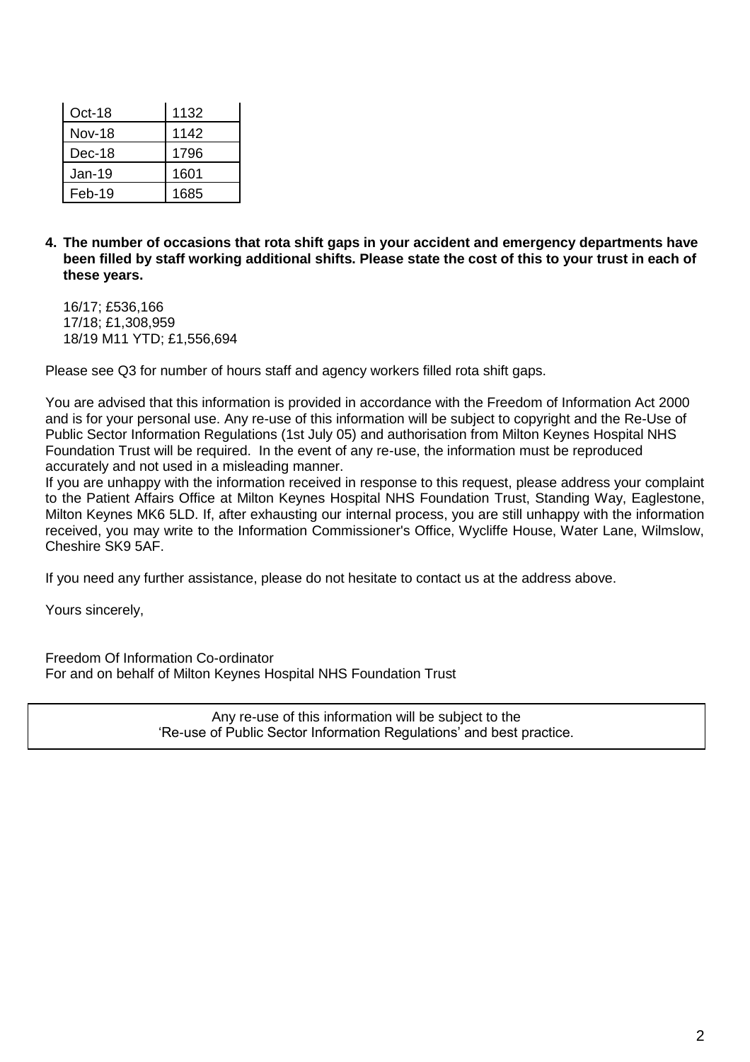| | |
|---|---|
| Oct-18 | 1132 |
| Nov-18 | 1142 |
| Dec-18 | 1796 |
| Jan-19 | 1601 |
| Feb-19 | 1685 |

4. **The number of occasions that rota shift gaps in your accident and emergency departments have been filled by staff working additional shifts. Please state the cost of this to your trust in each of these years.**

   16/17; £536,166
   17/18; £1,308,959
   18/19 M11 YTD; £1,556,694

Please see Q3 for number of hours staff and agency workers filled rota shift gaps.

You are advised that this information is provided in accordance with the Freedom of Information Act 2000 and is for your personal use. Any re-use of this information will be subject to copyright and the Re-Use of Public Sector Information Regulations (1st July 05) and authorisation from Milton Keynes Hospital NHS Foundation Trust will be required. In the event of any re-use, the information must be reproduced accurately and not used in a misleading manner.
If you are unhappy with the information received in response to this request, please address your complaint to the Patient Affairs Office at Milton Keynes Hospital NHS Foundation Trust, Standing Way, Eaglestone, Milton Keynes MK6 5LD. If, after exhausting our internal process, you are still unhappy with the information received, you may write to the Information Commissioner's Office, Wycliffe House, Water Lane, Wilmslow, Cheshire SK9 5AF.

If you need any further assistance, please do not hesitate to contact us at the address above.

Yours sincerely,

Freedom Of Information Co-ordinator
For and on behalf of Milton Keynes Hospital NHS Foundation Trust

Any re-use of this information will be subject to the
'Re-use of Public Sector Information Regulations' and best practice.